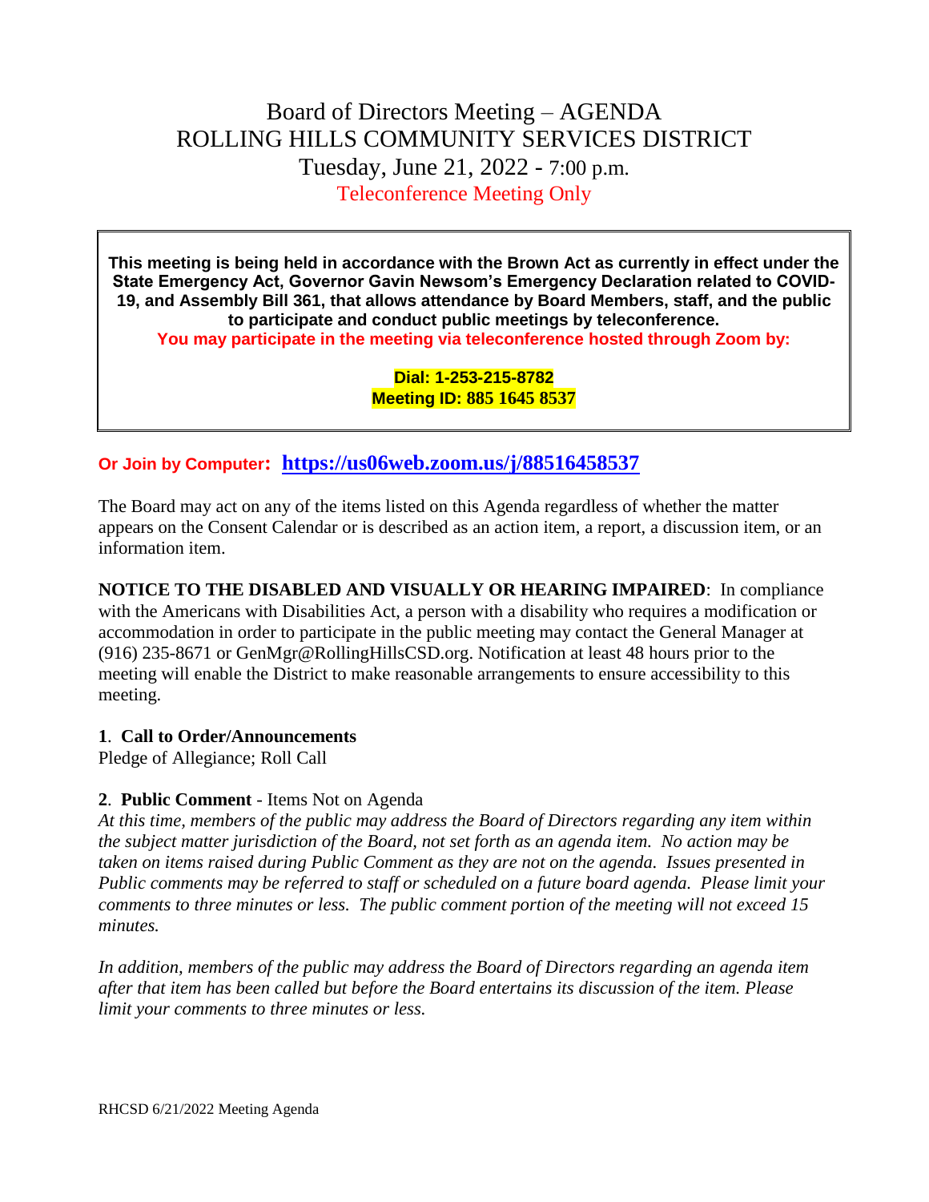# Board of Directors Meeting – AGENDA
# ROLLING HILLS COMMUNITY SERVICES DISTRICT
## Tuesday, June 21, 2022 - 7:00 p.m.
## Teleconference Meeting Only

**This meeting is being held in accordance with the Brown Act as currently in effect under the State Emergency Act, Governor Gavin Newsom's Emergency Declaration related to COVID-19, and Assembly Bill 361, that allows attendance by Board Members, staff, and the public to participate and conduct public meetings by teleconference.**

**You may participate in the meeting via teleconference hosted through Zoom by:**

**Dial: 1-253-215-8782**
**Meeting ID: 885 1645 8537**

**Or Join by Computer: https://us06web.zoom.us/j/88516458537**

The Board may act on any of the items listed on this Agenda regardless of whether the matter appears on the Consent Calendar or is described as an action item, a report, a discussion item, or an information item.

**NOTICE TO THE DISABLED AND VISUALLY OR HEARING IMPAIRED**: In compliance with the Americans with Disabilities Act, a person with a disability who requires a modification or accommodation in order to participate in the public meeting may contact the General Manager at (916) 235-8671 or GenMgr@RollingHillsCSD.org. Notification at least 48 hours prior to the meeting will enable the District to make reasonable arrangements to ensure accessibility to this meeting.

**1**. **Call to Order/Announcements**
Pledge of Allegiance; Roll Call

**2**. **Public Comment** - Items Not on Agenda
*At this time, members of the public may address the Board of Directors regarding any item within the subject matter jurisdiction of the Board, not set forth as an agenda item. No action may be taken on items raised during Public Comment as they are not on the agenda. Issues presented in Public comments may be referred to staff or scheduled on a future board agenda. Please limit your comments to three minutes or less. The public comment portion of the meeting will not exceed 15 minutes.*

*In addition, members of the public may address the Board of Directors regarding an agenda item after that item has been called but before the Board entertains its discussion of the item. Please limit your comments to three minutes or less.*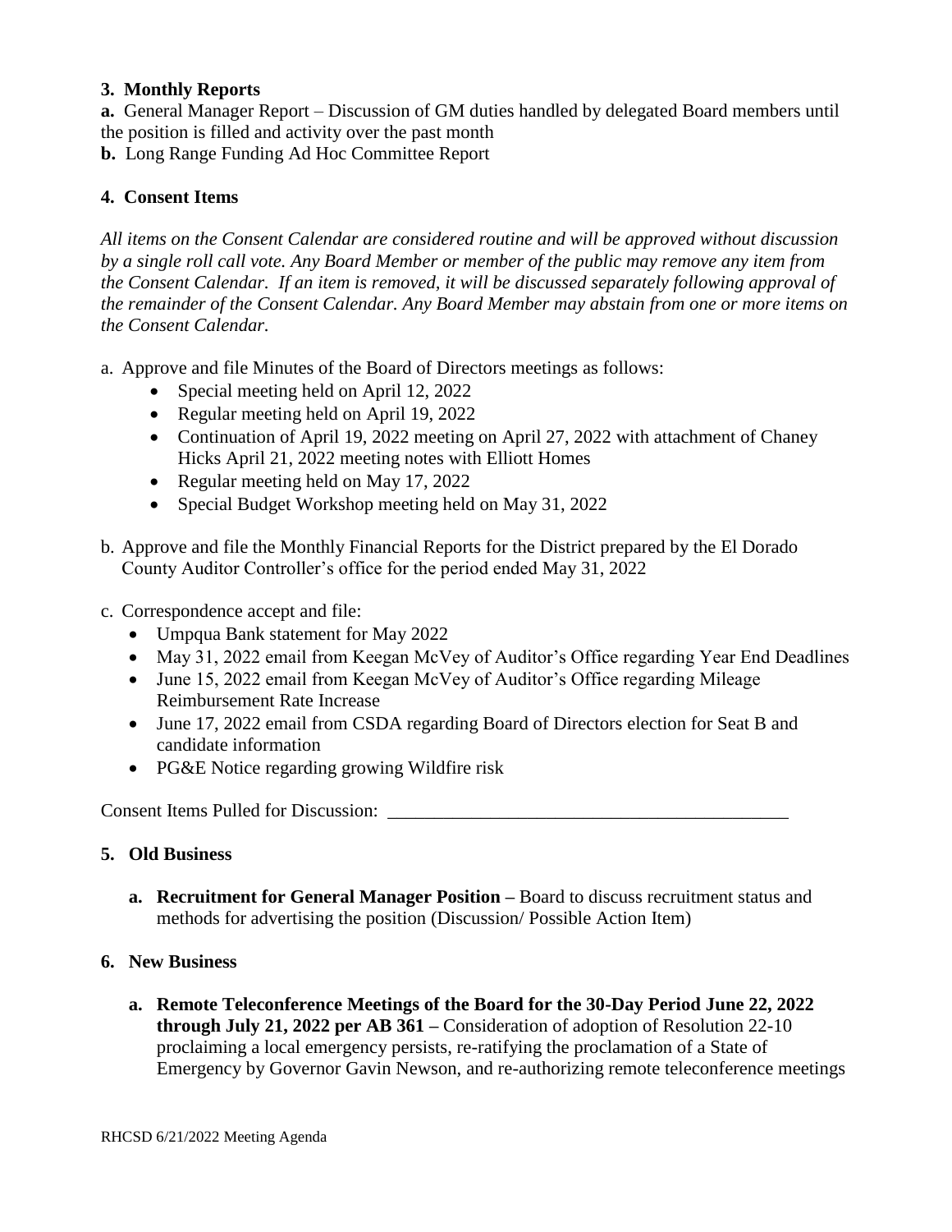**3. Monthly Reports**

**a.** General Manager Report – Discussion of GM duties handled by delegated Board members until the position is filled and activity over the past month

**b.** Long Range Funding Ad Hoc Committee Report

**4. Consent Items**

*All items on the Consent Calendar are considered routine and will be approved without discussion by a single roll call vote. Any Board Member or member of the public may remove any item from the Consent Calendar. If an item is removed, it will be discussed separately following approval of the remainder of the Consent Calendar. Any Board Member may abstain from one or more items on the Consent Calendar.*

a. Approve and file Minutes of the Board of Directors meetings as follows:
- Special meeting held on April 12, 2022
- Regular meeting held on April 19, 2022
- Continuation of April 19, 2022 meeting on April 27, 2022 with attachment of Chaney Hicks April 21, 2022 meeting notes with Elliott Homes
- Regular meeting held on May 17, 2022
- Special Budget Workshop meeting held on May 31, 2022

b. Approve and file the Monthly Financial Reports for the District prepared by the El Dorado County Auditor Controller's office for the period ended May 31, 2022

c. Correspondence accept and file:
- Umpqua Bank statement for May 2022
- May 31, 2022 email from Keegan McVey of Auditor's Office regarding Year End Deadlines
- June 15, 2022 email from Keegan McVey of Auditor's Office regarding Mileage Reimbursement Rate Increase
- June 17, 2022 email from CSDA regarding Board of Directors election for Seat B and candidate information
- PG&E Notice regarding growing Wildfire risk

Consent Items Pulled for Discussion: ____________________________________________

**5. Old Business**

**a. Recruitment for General Manager Position –** Board to discuss recruitment status and methods for advertising the position (Discussion/ Possible Action Item)

**6. New Business**

**a. Remote Teleconference Meetings of the Board for the 30-Day Period June 22, 2022 through July 21, 2022 per AB 361 –** Consideration of adoption of Resolution 22-10 proclaiming a local emergency persists, re-ratifying the proclamation of a State of Emergency by Governor Gavin Newson, and re-authorizing remote teleconference meetings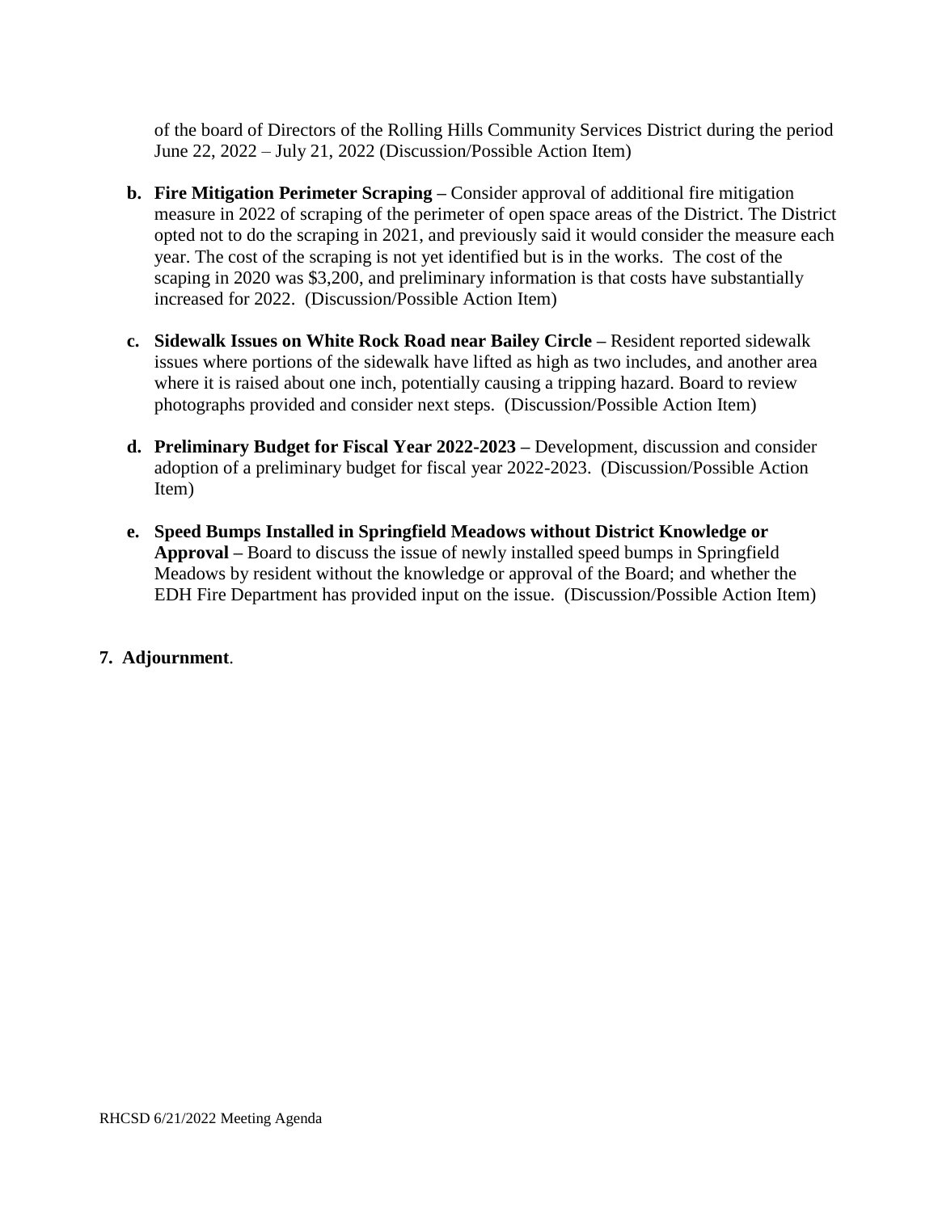of the board of Directors of the Rolling Hills Community Services District during the period June 22, 2022 – July 21, 2022 (Discussion/Possible Action Item)

b. **Fire Mitigation Perimeter Scraping –** Consider approval of additional fire mitigation measure in 2022 of scraping of the perimeter of open space areas of the District. The District opted not to do the scraping in 2021, and previously said it would consider the measure each year. The cost of the scraping is not yet identified but is in the works. The cost of the scaping in 2020 was $3,200, and preliminary information is that costs have substantially increased for 2022. (Discussion/Possible Action Item)

c. **Sidewalk Issues on White Rock Road near Bailey Circle –** Resident reported sidewalk issues where portions of the sidewalk have lifted as high as two includes, and another area where it is raised about one inch, potentially causing a tripping hazard. Board to review photographs provided and consider next steps. (Discussion/Possible Action Item)

d. **Preliminary Budget for Fiscal Year 2022-2023 –** Development, discussion and consider adoption of a preliminary budget for fiscal year 2022-2023. (Discussion/Possible Action Item)

e. **Speed Bumps Installed in Springfield Meadows without District Knowledge or Approval –** Board to discuss the issue of newly installed speed bumps in Springfield Meadows by resident without the knowledge or approval of the Board; and whether the EDH Fire Department has provided input on the issue. (Discussion/Possible Action Item)

7. **Adjournment**.